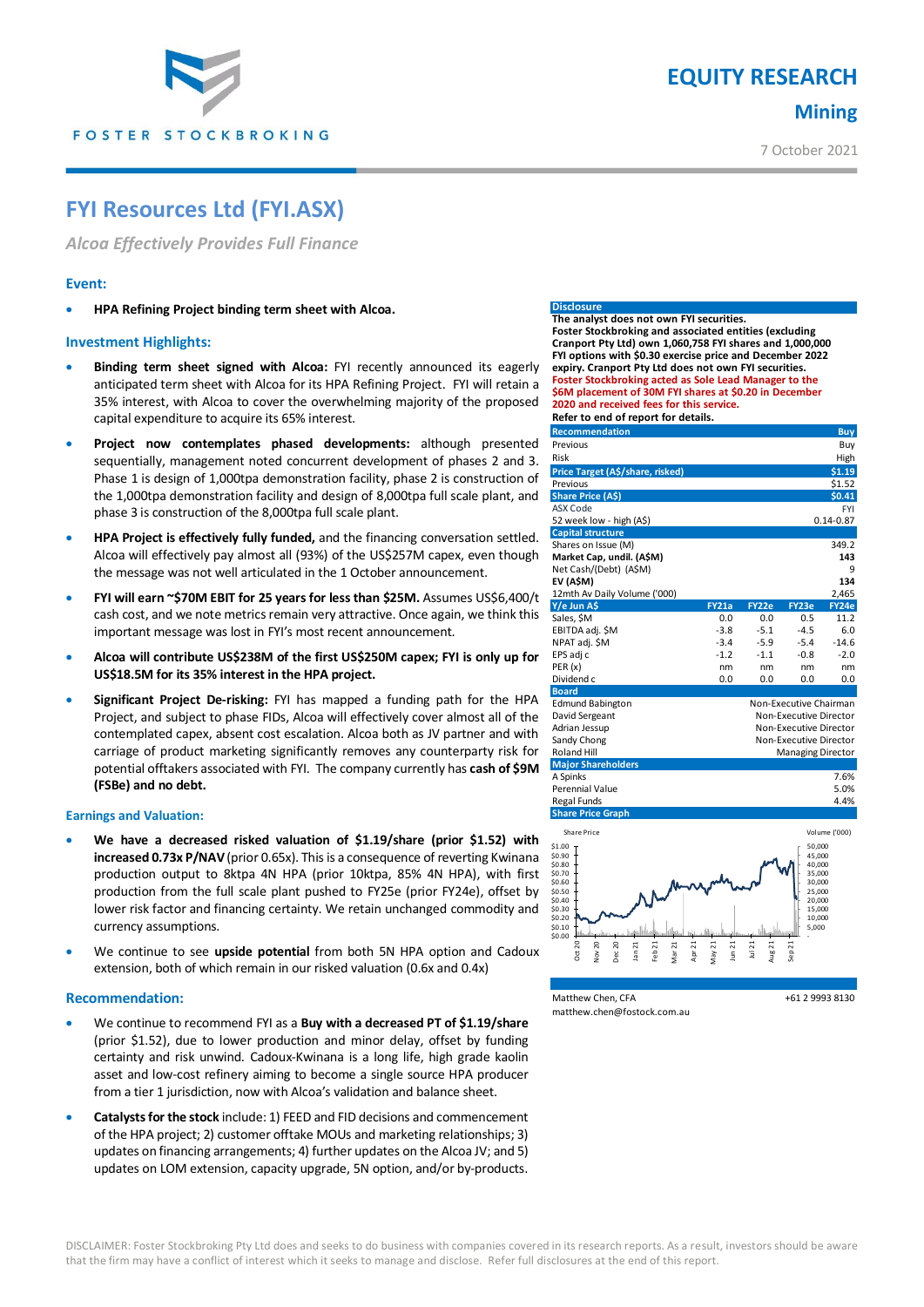# EQUITY RESEARCH

## Mining

7 October 2021

# FYI Resources Ltd (FYI.ASX)

*Alcoa Effectively Provides Full Finance*

### Event:

- **HPA Refining Project binding term sheet with Alcoa.**

### Investment Highlights:

- **Binding term sheet signed with Alcoa:** FYI recently announced its eagerly anticipated term sheet with Alcoa for its HPA Refining Project. FYI will retain a 35% interest, with Alcoa to cover the overwhelming majority of the proposed capital expenditure to acquire its 65% interest.
- **Project now contemplates phased developments:** although presented sequentially, management noted concurrent development of phases 2 and 3. Phase 1 is design of 1,000tpa demonstration facility, phase 2 is construction of the 1,000tpa demonstration facility and design of 8,000tpa full scale plant, and phase 3 is construction of the 8,000tpa full scale plant.
- **HPA Project is effectively fully funded,** and the financing conversation settled. Alcoa will effectively pay almost all (93%) of the US$257M capex, even though the message was not well articulated in the 1 October announcement.
- **FYI will earn ~$70M EBIT for 25 years for less than $25M.** Assumes US$6,400/t cash cost, and we note metrics remain very attractive. Once again, we think this important message was lost in FYI's most recent announcement.
- **Alcoa will contribute US$238M of the first US$250M capex; FYI is only up for US$18.5M for its 35% interest in the HPA project.**
- **Significant Project De-risking:** FYI has mapped a funding path for the HPA Project, and subject to phase FIDs, Alcoa will effectively cover almost all of the contemplated capex, absent cost escalation. Alcoa both as JV partner and with carriage of product marketing significantly removes any counterparty risk for potential offtakers associated with FYI. The company currently has **cash of $9M (FSBe) and no debt.**

### Earnings and Valuation:

- **We have a decreased risked valuation of $1.19/share (prior $1.52) with increased 0.73x P/NAV** (prior 0.65x). This is a consequence of reverting Kwinana production output to 8ktpa 4N HPA (prior 10ktpa, 85% 4N HPA), with first production from the full scale plant pushed to FY25e (prior FY24e), offset by lower risk factor and financing certainty. We retain unchanged commodity and currency assumptions.
- We continue to see **upside potential** from both 5N HPA option and Cadoux extension, both of which remain in our risked valuation (0.6x and 0.4x)

### Recommendation:

- We continue to recommend FYI as a **Buy with a decreased PT of $1.19/share** (prior $1.52), due to lower production and minor delay, offset by funding certainty and risk unwind. Cadoux-Kwinana is a long life, high grade kaolin asset and low-cost refinery aiming to become a single source HPA producer from a tier 1 jurisdiction, now with Alcoa's validation and balance sheet.
- **Catalysts for the stock** include: 1) FEED and FID decisions and commencement of the HPA project; 2) customer offtake MOUs and marketing relationships; 3) updates on financing arrangements; 4) further updates on the Alcoa JV; and 5) updates on LOM extension, capacity upgrade, 5N option, and/or by-products.

---

**Disclosure**

**The analyst does not own FYI securities.**
**Foster Stockbroking and associated entities (excluding Cranport Pty Ltd) own 1,060,758 FYI shares and 1,000,000 FYI options with $0.30 exercise price and December 2022 expiry. Cranport Pty Ltd does not own FYI securities.**
**Foster Stockbroking acted as Sole Lead Manager to the $6M placement of 30M FYI shares at $0.20 in December 2020 and received fees for this service.**
**Refer to end of report for details.**

| **Recommendation** | **Buy** |
|---|---|
| Previous | Buy |
| Risk | High |
| **Price Target (A$/share, risked)** | **$1.19** |
| Previous | $1.52 |
| **Share Price (A$)** | **$0.41** |
| ASX Code | FYI |
| 52 week low - high (A$) | 0.14-0.87 |
| **Capital structure** | |
| Shares on Issue (M) | 349.2 |
| **Market Cap, undil. (A$M)** | **143** |
| Net Cash/(Debt) (A$M) | 9 |
| **EV (A$M)** | **134** |
| 12mth Av Daily Volume ('000) | 2,465 |

| Y/e Jun A$ | FY21a | FY22e | FY23e | FY24e |
|---|---|---|---|---|
| Sales, $M | 0.0 | 0.0 | 0.5 | 11.2 |
| EBITDA adj. $M | -3.8 | -5.1 | -4.5 | 6.0 |
| NPAT adj. $M | -3.4 | -5.9 | -5.4 | -14.6 |
| EPS adj c | -1.2 | -1.1 | -0.8 | -2.0 |
| PER (x) | nm | nm | nm | nm |
| Dividend c | 0.0 | 0.0 | 0.0 | 0.0 |

| **Board** | |
|---|---|
| Edmund Babington | Non-Executive Chairman |
| David Sergeant | Non-Executive Director |
| Adrian Jessup | Non-Executive Director |
| Sandy Chong | Non-Executive Director |
| Roland Hill | Managing Director |

| **Major Shareholders** | |
|---|---|
| A Spinks | 7.6% |
| Perennial Value | 5.0% |
| Regal Funds | 4.4% |

**Share Price Graph**

Matthew Chen, CFA
matthew.chen@fostock.com.au
+61 2 9993 8130

DISCLAIMER: Foster Stockbroking Pty Ltd does and seeks to do business with companies covered in its research reports. As a result, investors should be aware that the firm may have a conflict of interest which it seeks to manage and disclose. Refer full disclosures at the end of this report.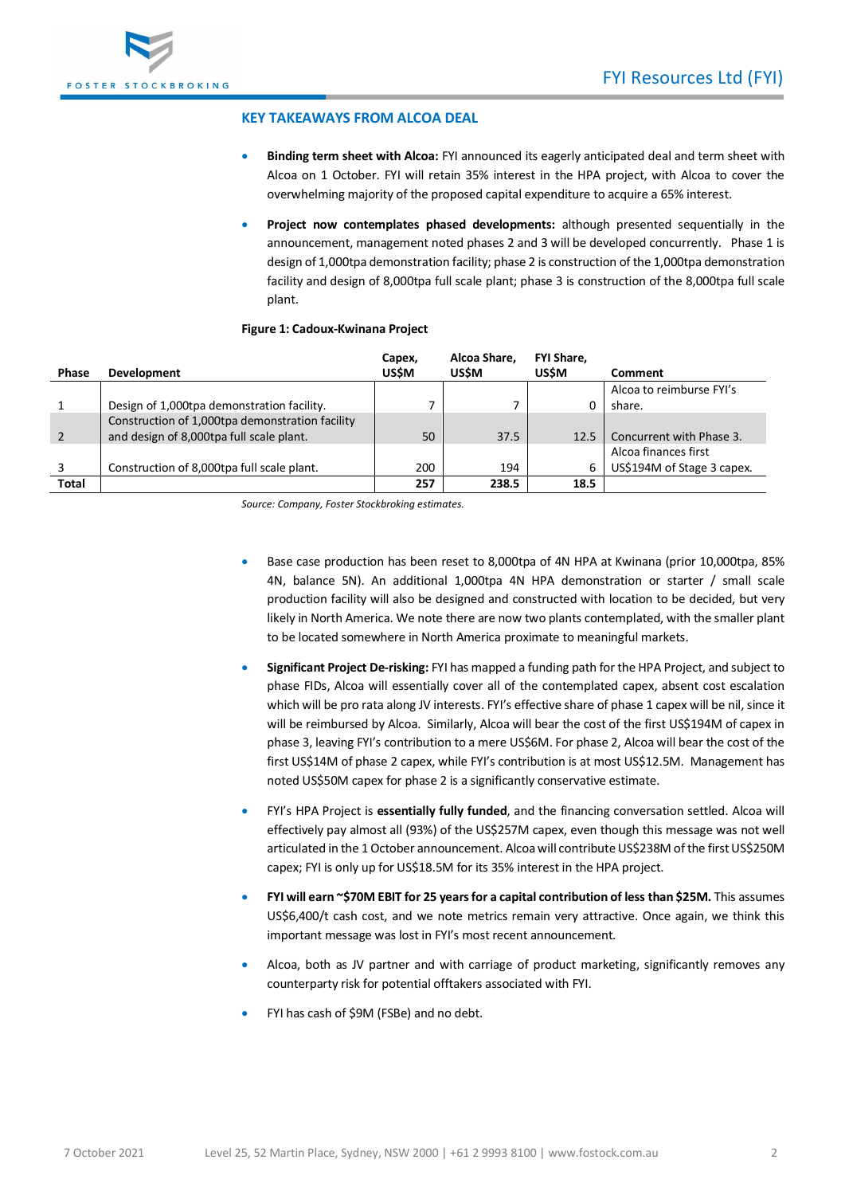## KEY TAKEAWAYS FROM ALCOA DEAL

- **Binding term sheet with Alcoa:** FYI announced its eagerly anticipated deal and term sheet with Alcoa on 1 October. FYI will retain 35% interest in the HPA project, with Alcoa to cover the overwhelming majority of the proposed capital expenditure to acquire a 65% interest.
- **Project now contemplates phased developments:** although presented sequentially in the announcement, management noted phases 2 and 3 will be developed concurrently. Phase 1 is design of 1,000tpa demonstration facility; phase 2 is construction of the 1,000tpa demonstration facility and design of 8,000tpa full scale plant; phase 3 is construction of the 8,000tpa full scale plant.

**Figure 1: Cadoux-Kwinana Project**

| Phase | Development | Capex, US$M | Alcoa Share, US$M | FYI Share, US$M | Comment |
|---|---|---|---|---|---|
| 1 | Design of 1,000tpa demonstration facility. | 7 | 7 | 0 | Alcoa to reimburse FYI's share. |
| 2 | Construction of 1,000tpa demonstration facility and design of 8,000tpa full scale plant. | 50 | 37.5 | 12.5 | Concurrent with Phase 3. |
| 3 | Construction of 8,000tpa full scale plant. | 200 | 194 | 6 | Alcoa finances first US$194M of Stage 3 capex. |
| **Total** | | **257** | **238.5** | **18.5** | |

*Source: Company, Foster Stockbroking estimates.*

- Base case production has been reset to 8,000tpa of 4N HPA at Kwinana (prior 10,000tpa, 85% 4N, balance 5N). An additional 1,000tpa 4N HPA demonstration or starter / small scale production facility will also be designed and constructed with location to be decided, but very likely in North America. We note there are now two plants contemplated, with the smaller plant to be located somewhere in North America proximate to meaningful markets.
- **Significant Project De-risking:** FYI has mapped a funding path for the HPA Project, and subject to phase FIDs, Alcoa will essentially cover all of the contemplated capex, absent cost escalation which will be pro rata along JV interests. FYI's effective share of phase 1 capex will be nil, since it will be reimbursed by Alcoa. Similarly, Alcoa will bear the cost of the first US$194M of capex in phase 3, leaving FYI's contribution to a mere US$6M. For phase 2, Alcoa will bear the cost of the first US$14M of phase 2 capex, while FYI's contribution is at most US$12.5M. Management has noted US$50M capex for phase 2 is a significantly conservative estimate.
- FYI's HPA Project is **essentially fully funded**, and the financing conversation settled. Alcoa will effectively pay almost all (93%) of the US$257M capex, even though this message was not well articulated in the 1 October announcement. Alcoa will contribute US$238M of the first US$250M capex; FYI is only up for US$18.5M for its 35% interest in the HPA project.
- **FYI will earn ~$70M EBIT for 25 years for a capital contribution of less than $25M.** This assumes US$6,400/t cash cost, and we note metrics remain very attractive. Once again, we think this important message was lost in FYI's most recent announcement.
- Alcoa, both as JV partner and with carriage of product marketing, significantly removes any counterparty risk for potential offtakers associated with FYI.
- FYI has cash of $9M (FSBe) and no debt.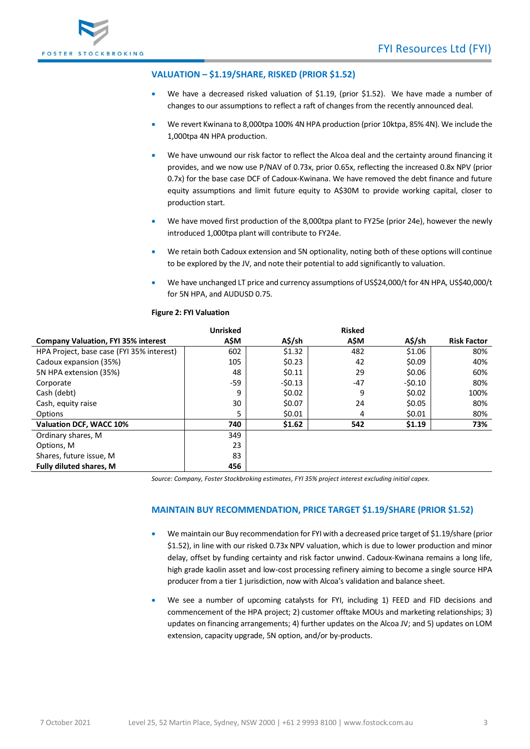## VALUATION – $1.19/SHARE, RISKED (PRIOR $1.52)

- We have a decreased risked valuation of $1.19, (prior $1.52). We have made a number of changes to our assumptions to reflect a raft of changes from the recently announced deal.
- We revert Kwinana to 8,000tpa 100% 4N HPA production (prior 10ktpa, 85% 4N). We include the 1,000tpa 4N HPA production.
- We have unwound our risk factor to reflect the Alcoa deal and the certainty around financing it provides, and we now use P/NAV of 0.73x, prior 0.65x, reflecting the increased 0.8x NPV (prior 0.7x) for the base case DCF of Cadoux-Kwinana. We have removed the debt finance and future equity assumptions and limit future equity to A$30M to provide working capital, closer to production start.
- We have moved first production of the 8,000tpa plant to FY25e (prior 24e), however the newly introduced 1,000tpa plant will contribute to FY24e.
- We retain both Cadoux extension and 5N optionality, noting both of these options will continue to be explored by the JV, and note their potential to add significantly to valuation.
- We have unchanged LT price and currency assumptions of US$24,000/t for 4N HPA, US$40,000/t for 5N HPA, and AUDUSD 0.75.

**Figure 2: FYI Valuation**

| Company Valuation, FYI 35% interest | Unrisked A$M | A$/sh | Risked A$M | A$/sh | Risk Factor |
|---|---|---|---|---|---|
| HPA Project, base case (FYI 35% interest) | 602 | $1.32 | 482 | $1.06 | 80% |
| Cadoux expansion (35%) | 105 | $0.23 | 42 | $0.09 | 40% |
| 5N HPA extension (35%) | 48 | $0.11 | 29 | $0.06 | 60% |
| Corporate | -59 | -$0.13 | -47 | -$0.10 | 80% |
| Cash (debt) | 9 | $0.02 | 9 | $0.02 | 100% |
| Cash, equity raise | 30 | $0.07 | 24 | $0.05 | 80% |
| Options | 5 | $0.01 | 4 | $0.01 | 80% |
| **Valuation DCF, WACC 10%** | **740** | **$1.62** | **542** | **$1.19** | **73%** |
| Ordinary shares, M | 349 | | | | |
| Options, M | 23 | | | | |
| Shares, future issue, M | 83 | | | | |
| **Fully diluted shares, M** | **456** | | | | |

*Source: Company, Foster Stockbroking estimates, FYI 35% project interest excluding initial capex.*

## MAINTAIN BUY RECOMMENDATION, PRICE TARGET $1.19/SHARE (PRIOR $1.52)

- We maintain our Buy recommendation for FYI with a decreased price target of $1.19/share (prior $1.52), in line with our risked 0.73x NPV valuation, which is due to lower production and minor delay, offset by funding certainty and risk factor unwind. Cadoux-Kwinana remains a long life, high grade kaolin asset and low-cost processing refinery aiming to become a single source HPA producer from a tier 1 jurisdiction, now with Alcoa's validation and balance sheet.
- We see a number of upcoming catalysts for FYI, including 1) FEED and FID decisions and commencement of the HPA project; 2) customer offtake MOUs and marketing relationships; 3) updates on financing arrangements; 4) further updates on the Alcoa JV; and 5) updates on LOM extension, capacity upgrade, 5N option, and/or by-products.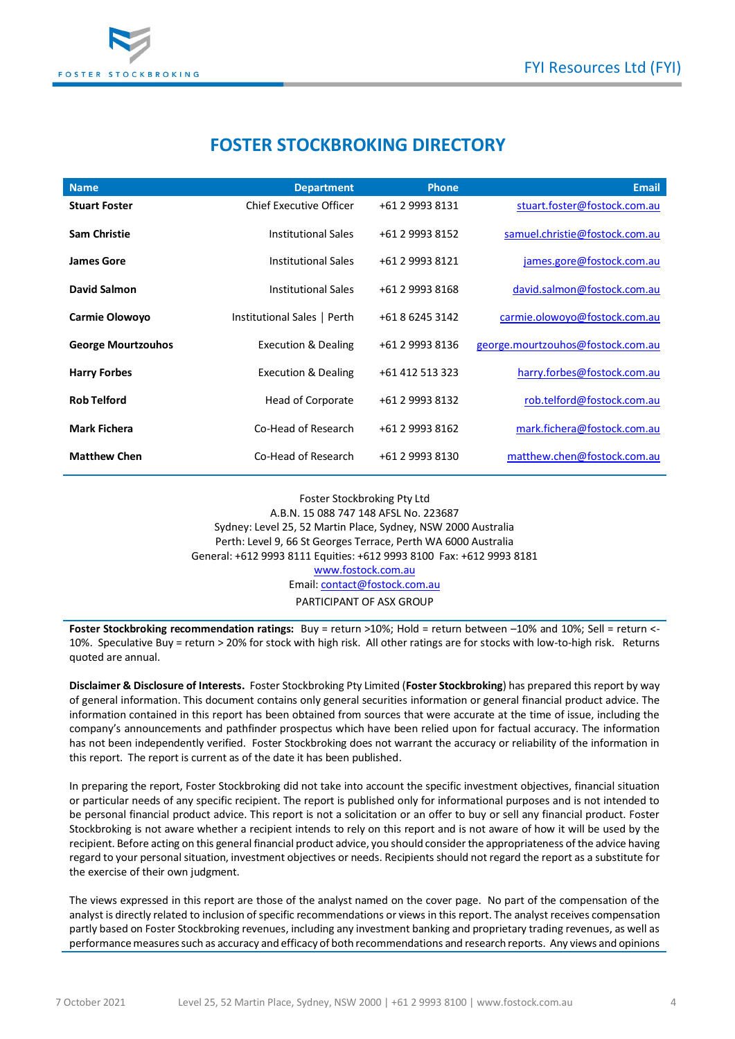# FOSTER STOCKBROKING DIRECTORY

| Name | Department | Phone | Email |
|---|---|---|---|
| **Stuart Foster** | Chief Executive Officer | +61 2 9993 8131 | stuart.foster@fostock.com.au |
| **Sam Christie** | Institutional Sales | +61 2 9993 8152 | samuel.christie@fostock.com.au |
| **James Gore** | Institutional Sales | +61 2 9993 8121 | james.gore@fostock.com.au |
| **David Salmon** | Institutional Sales | +61 2 9993 8168 | david.salmon@fostock.com.au |
| **Carmie Olowoyo** | Institutional Sales \| Perth | +61 8 6245 3142 | carmie.olowoyo@fostock.com.au |
| **George Mourtzouhos** | Execution & Dealing | +61 2 9993 8136 | george.mourtzouhos@fostock.com.au |
| **Harry Forbes** | Execution & Dealing | +61 412 513 323 | harry.forbes@fostock.com.au |
| **Rob Telford** | Head of Corporate | +61 2 9993 8132 | rob.telford@fostock.com.au |
| **Mark Fichera** | Co-Head of Research | +61 2 9993 8162 | mark.fichera@fostock.com.au |
| **Matthew Chen** | Co-Head of Research | +61 2 9993 8130 | matthew.chen@fostock.com.au |

Foster Stockbroking Pty Ltd
A.B.N. 15 088 747 148 AFSL No. 223687
Sydney: Level 25, 52 Martin Place, Sydney, NSW 2000 Australia
Perth: Level 9, 66 St Georges Terrace, Perth WA 6000 Australia
General: +612 9993 8111 Equities: +612 9993 8100 Fax: +612 9993 8181
www.fostock.com.au
Email: contact@fostock.com.au
PARTICIPANT OF ASX GROUP

**Foster Stockbroking recommendation ratings:** Buy = return >10%; Hold = return between –10% and 10%; Sell = return <-10%. Speculative Buy = return > 20% for stock with high risk. All other ratings are for stocks with low-to-high risk. Returns quoted are annual.

**Disclaimer & Disclosure of Interests.** Foster Stockbroking Pty Limited (**Foster Stockbroking**) has prepared this report by way of general information. This document contains only general securities information or general financial product advice. The information contained in this report has been obtained from sources that were accurate at the time of issue, including the company's announcements and pathfinder prospectus which have been relied upon for factual accuracy. The information has not been independently verified. Foster Stockbroking does not warrant the accuracy or reliability of the information in this report. The report is current as of the date it has been published.

In preparing the report, Foster Stockbroking did not take into account the specific investment objectives, financial situation or particular needs of any specific recipient. The report is published only for informational purposes and is not intended to be personal financial product advice. This report is not a solicitation or an offer to buy or sell any financial product. Foster Stockbroking is not aware whether a recipient intends to rely on this report and is not aware of how it will be used by the recipient. Before acting on this general financial product advice, you should consider the appropriateness of the advice having regard to your personal situation, investment objectives or needs. Recipients should not regard the report as a substitute for the exercise of their own judgment.

The views expressed in this report are those of the analyst named on the cover page. No part of the compensation of the analyst is directly related to inclusion of specific recommendations or views in this report. The analyst receives compensation partly based on Foster Stockbroking revenues, including any investment banking and proprietary trading revenues, as well as performance measures such as accuracy and efficacy of both recommendations and research reports. Any views and opinions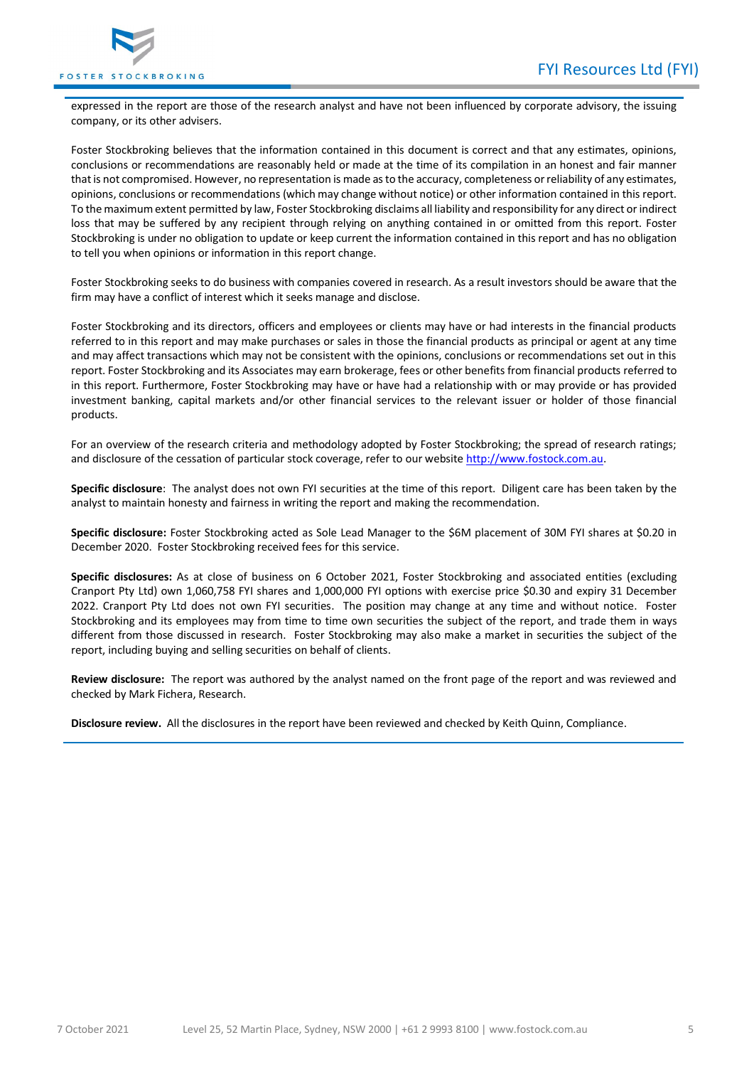expressed in the report are those of the research analyst and have not been influenced by corporate advisory, the issuing company, or its other advisers.

Foster Stockbroking believes that the information contained in this document is correct and that any estimates, opinions, conclusions or recommendations are reasonably held or made at the time of its compilation in an honest and fair manner that is not compromised. However, no representation is made as to the accuracy, completeness or reliability of any estimates, opinions, conclusions or recommendations (which may change without notice) or other information contained in this report. To the maximum extent permitted by law, Foster Stockbroking disclaims all liability and responsibility for any direct or indirect loss that may be suffered by any recipient through relying on anything contained in or omitted from this report. Foster Stockbroking is under no obligation to update or keep current the information contained in this report and has no obligation to tell you when opinions or information in this report change.

Foster Stockbroking seeks to do business with companies covered in research. As a result investors should be aware that the firm may have a conflict of interest which it seeks manage and disclose.

Foster Stockbroking and its directors, officers and employees or clients may have or had interests in the financial products referred to in this report and may make purchases or sales in those the financial products as principal or agent at any time and may affect transactions which may not be consistent with the opinions, conclusions or recommendations set out in this report. Foster Stockbroking and its Associates may earn brokerage, fees or other benefits from financial products referred to in this report. Furthermore, Foster Stockbroking may have or have had a relationship with or may provide or has provided investment banking, capital markets and/or other financial services to the relevant issuer or holder of those financial products.

For an overview of the research criteria and methodology adopted by Foster Stockbroking; the spread of research ratings; and disclosure of the cessation of particular stock coverage, refer to our website http://www.fostock.com.au.

**Specific disclosure**: The analyst does not own FYI securities at the time of this report. Diligent care has been taken by the analyst to maintain honesty and fairness in writing the report and making the recommendation.

**Specific disclosure:** Foster Stockbroking acted as Sole Lead Manager to the $6M placement of 30M FYI shares at $0.20 in December 2020. Foster Stockbroking received fees for this service.

**Specific disclosures:** As at close of business on 6 October 2021, Foster Stockbroking and associated entities (excluding Cranport Pty Ltd) own 1,060,758 FYI shares and 1,000,000 FYI options with exercise price $0.30 and expiry 31 December 2022. Cranport Pty Ltd does not own FYI securities. The position may change at any time and without notice. Foster Stockbroking and its employees may from time to time own securities the subject of the report, and trade them in ways different from those discussed in research. Foster Stockbroking may also make a market in securities the subject of the report, including buying and selling securities on behalf of clients.

**Review disclosure:** The report was authored by the analyst named on the front page of the report and was reviewed and checked by Mark Fichera, Research.

**Disclosure review.** All the disclosures in the report have been reviewed and checked by Keith Quinn, Compliance.